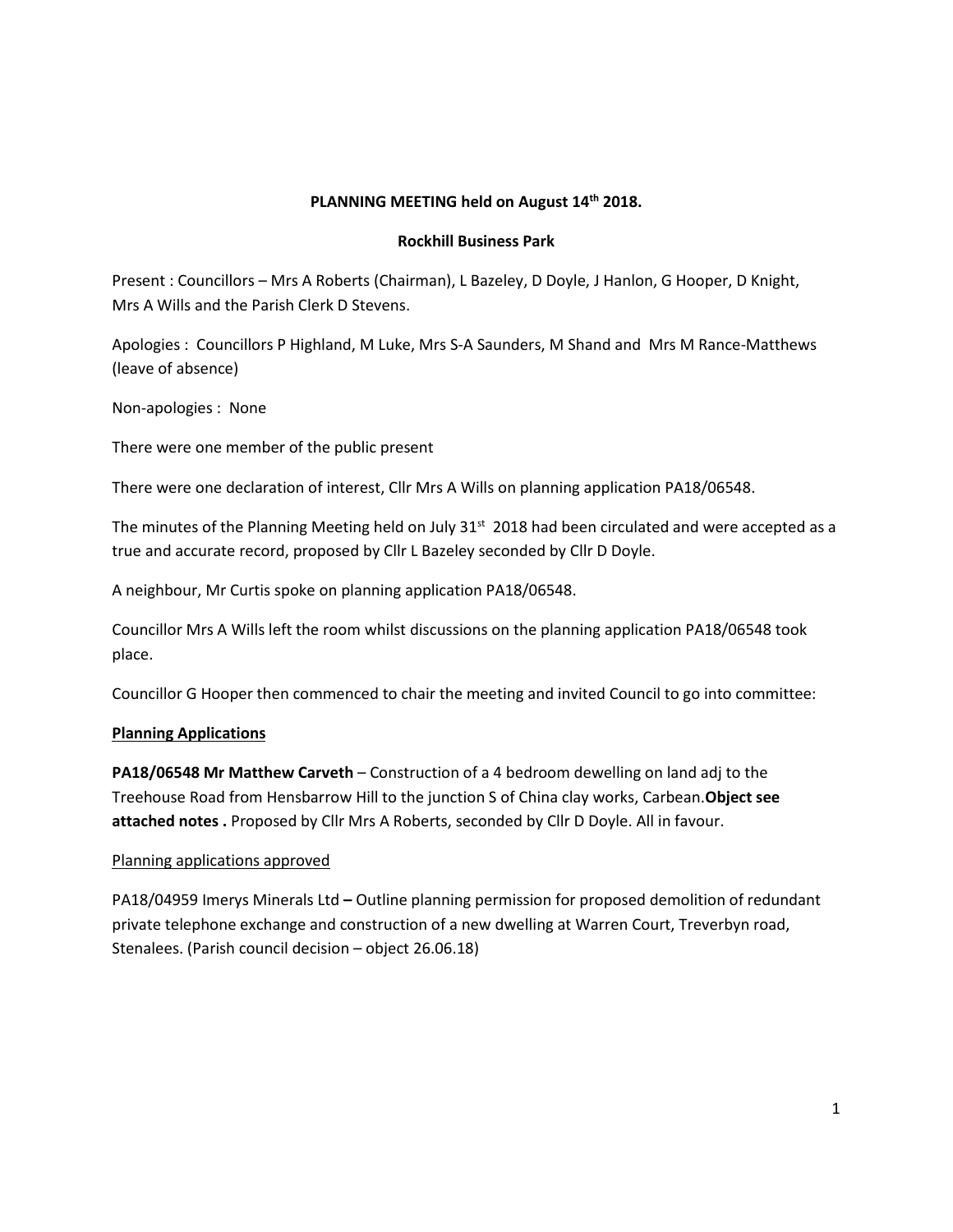**PLANNING MEETING held on August 14th 2018.**

**Rockhill Business Park**

Present : Councillors – Mrs A Roberts (Chairman), L Bazeley, D Doyle, J Hanlon, G Hooper, D Knight, Mrs A Wills and the Parish Clerk D Stevens.

Apologies : Councillors P Highland, M Luke, Mrs S-A Saunders, M Shand and Mrs M Rance-Matthews (leave of absence)

Non-apologies : None

There were one member of the public present

There were one declaration of interest, Cllr Mrs A Wills on planning application PA18/06548.

The minutes of the Planning Meeting held on July 31st 2018 had been circulated and were accepted as a true and accurate record, proposed by Cllr L Bazeley seconded by Cllr D Doyle.

A neighbour, Mr Curtis spoke on planning application PA18/06548.

Councillor Mrs A Wills left the room whilst discussions on the planning application PA18/06548 took place.

Councillor G Hooper then commenced to chair the meeting and invited Council to go into committee:

**<u>Planning Applications</u>**

**PA18/06548 Mr Matthew Carveth** – Construction of a 4 bedroom dewelling on land adj to the Treehouse Road from Hensbarrow Hill to the junction S of China clay works, Carbean.**Object see attached notes .** Proposed by Cllr Mrs A Roberts, seconded by Cllr D Doyle. All in favour.

<u>Planning applications approved</u>

PA18/04959 Imerys Minerals Ltd **–** Outline planning permission for proposed demolition of redundant private telephone exchange and construction of a new dwelling at Warren Court, Treverbyn road, Stenalees. (Parish council decision – object 26.06.18)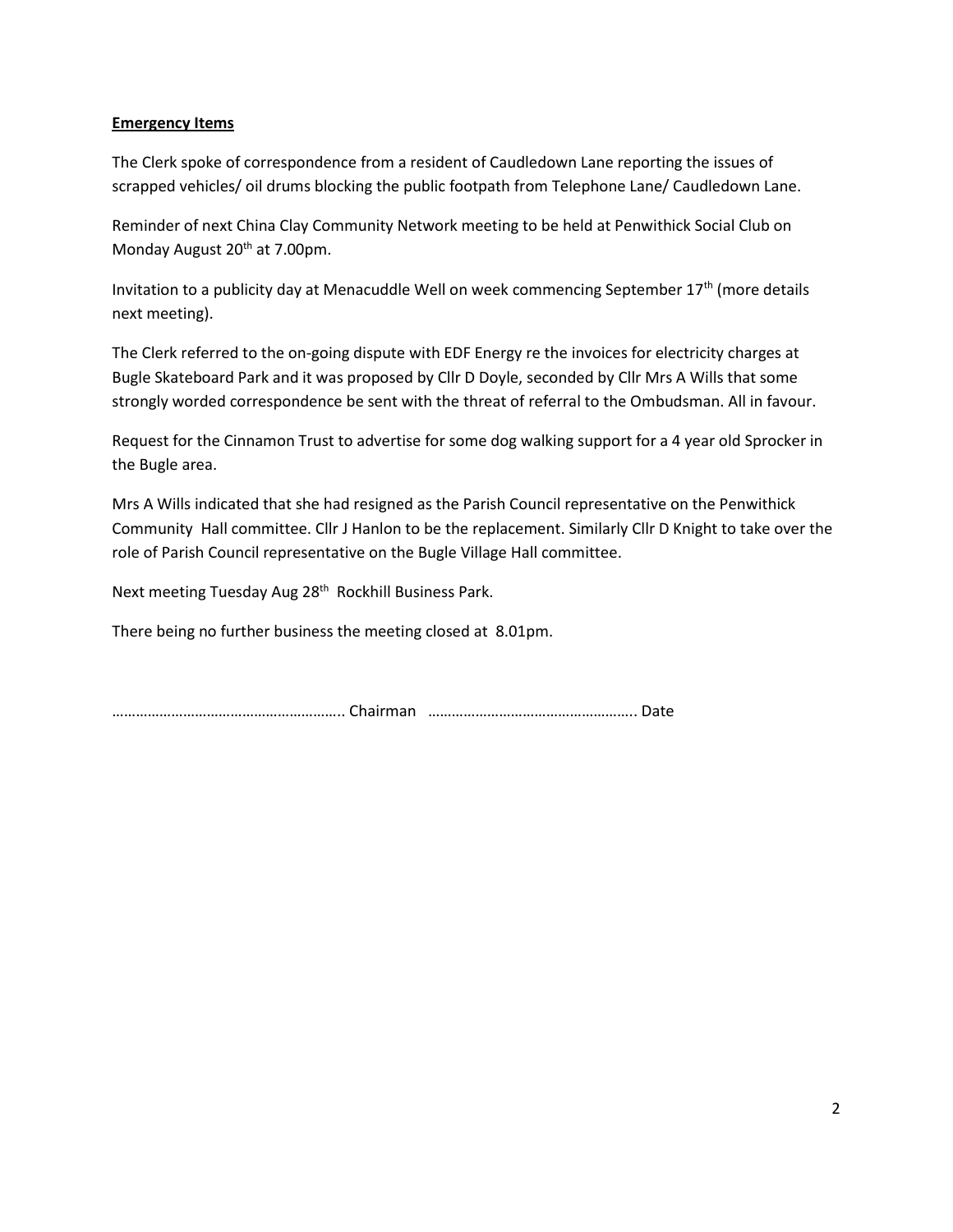**Emergency Items**

The Clerk spoke of correspondence from a resident of Caudledown Lane reporting the issues of scrapped vehicles/ oil drums blocking the public footpath from Telephone Lane/ Caudledown Lane.

Reminder of next China Clay Community Network meeting to be held at Penwithick Social Club on Monday August 20th at 7.00pm.

Invitation to a publicity day at Menacuddle Well on week commencing September 17th (more details next meeting).

The Clerk referred to the on-going dispute with EDF Energy re the invoices for electricity charges at Bugle Skateboard Park and it was proposed by Cllr D Doyle, seconded by Cllr Mrs A Wills that some strongly worded correspondence be sent with the threat of referral to the Ombudsman. All in favour.

Request for the Cinnamon Trust to advertise for some dog walking support for a 4 year old Sprocker in the Bugle area.

Mrs A Wills indicated that she had resigned as the Parish Council representative on the Penwithick Community Hall committee. Cllr J Hanlon to be the replacement. Similarly Cllr D Knight to take over the role of Parish Council representative on the Bugle Village Hall committee.

Next meeting Tuesday Aug 28th Rockhill Business Park.

There being no further business the meeting closed at 8.01pm.

………………………………………………….. Chairman ……………………………………………. Date